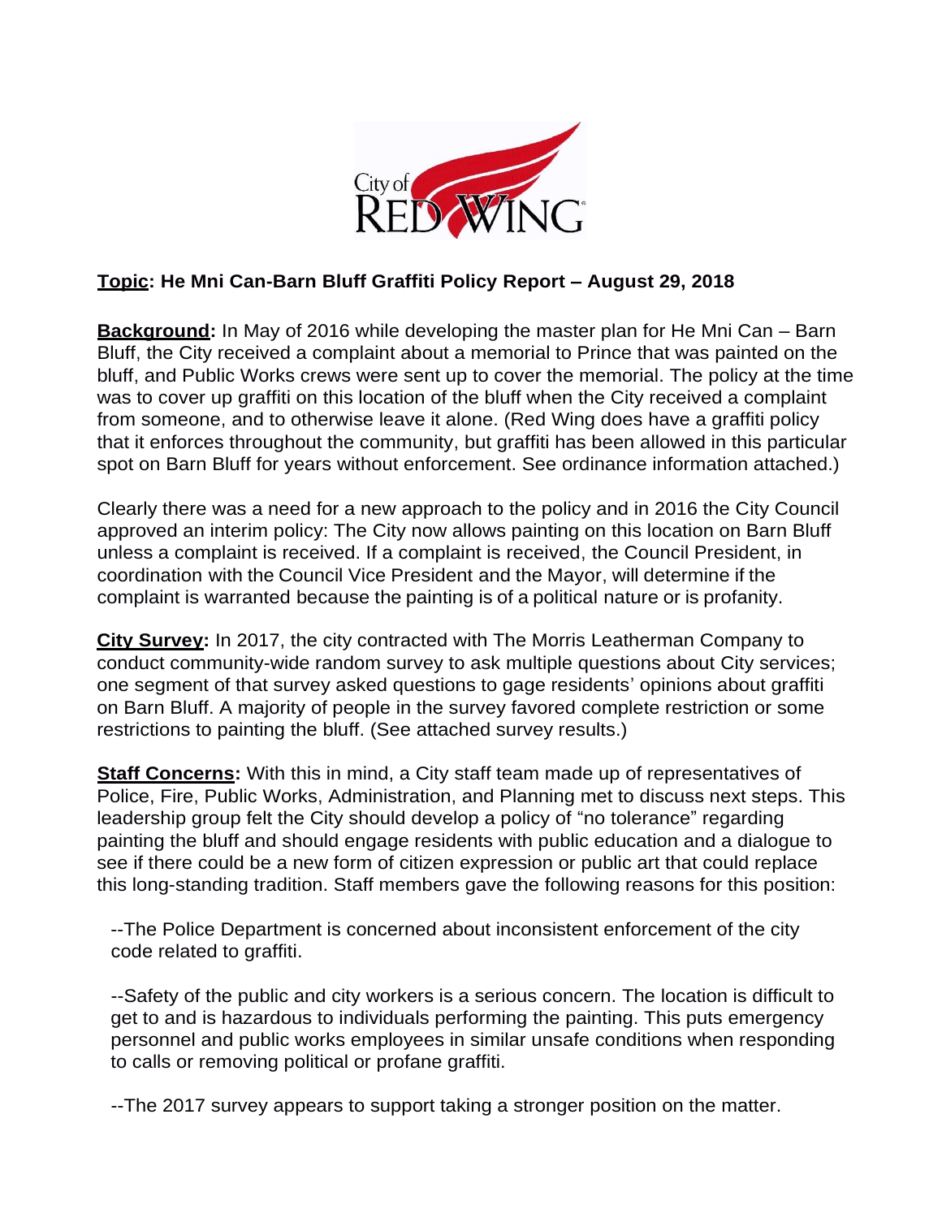City of RED WING

**Topic: He Mni Can-Barn Bluff Graffiti Policy Report – August 29, 2018**

**Background:** In May of 2016 while developing the master plan for He Mni Can – Barn Bluff, the City received a complaint about a memorial to Prince that was painted on the bluff, and Public Works crews were sent up to cover the memorial. The policy at the time was to cover up graffiti on this location of the bluff when the City received a complaint from someone, and to otherwise leave it alone. (Red Wing does have a graffiti policy that it enforces throughout the community, but graffiti has been allowed in this particular spot on Barn Bluff for years without enforcement. See ordinance information attached.)

Clearly there was a need for a new approach to the policy and in 2016 the City Council approved an interim policy: The City now allows painting on this location on Barn Bluff unless a complaint is received. If a complaint is received, the Council President, in coordination with the Council Vice President and the Mayor, will determine if the complaint is warranted because the painting is of a political nature or is profanity.

**City Survey:** In 2017, the city contracted with The Morris Leatherman Company to conduct community-wide random survey to ask multiple questions about City services; one segment of that survey asked questions to gage residents' opinions about graffiti on Barn Bluff. A majority of people in the survey favored complete restriction or some restrictions to painting the bluff. (See attached survey results.)

**Staff Concerns:** With this in mind, a City staff team made up of representatives of Police, Fire, Public Works, Administration, and Planning met to discuss next steps. This leadership group felt the City should develop a policy of "no tolerance" regarding painting the bluff and should engage residents with public education and a dialogue to see if there could be a new form of citizen expression or public art that could replace this long-standing tradition. Staff members gave the following reasons for this position:

--The Police Department is concerned about inconsistent enforcement of the city code related to graffiti.

--Safety of the public and city workers is a serious concern. The location is difficult to get to and is hazardous to individuals performing the painting. This puts emergency personnel and public works employees in similar unsafe conditions when responding to calls or removing political or profane graffiti.

--The 2017 survey appears to support taking a stronger position on the matter.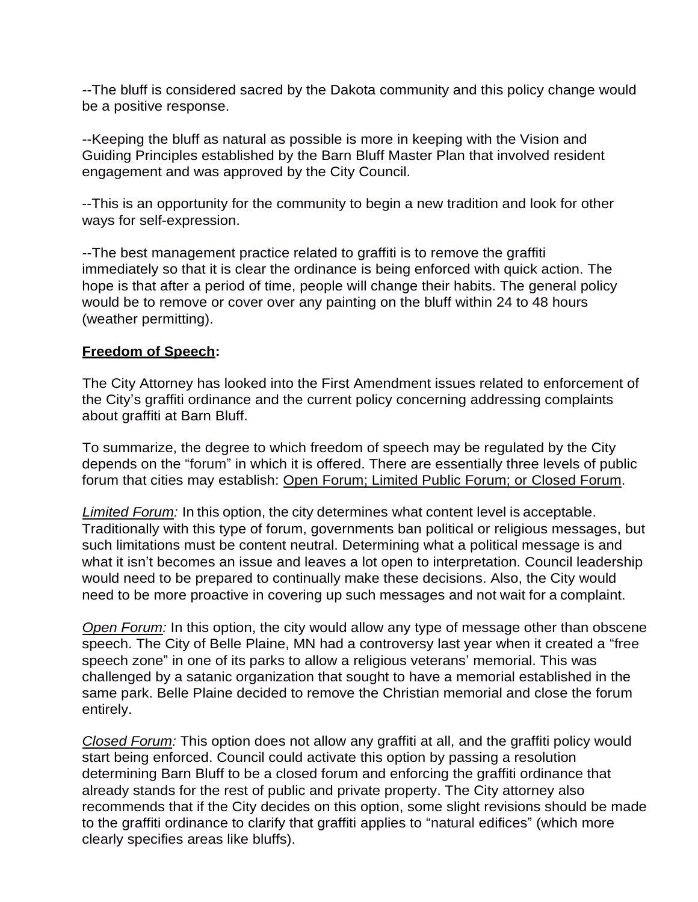--The bluff is considered sacred by the Dakota community and this policy change would be a positive response.

--Keeping the bluff as natural as possible is more in keeping with the Vision and Guiding Principles established by the Barn Bluff Master Plan that involved resident engagement and was approved by the City Council.

--This is an opportunity for the community to begin a new tradition and look for other ways for self-expression.

--The best management practice related to graffiti is to remove the graffiti immediately so that it is clear the ordinance is being enforced with quick action. The hope is that after a period of time, people will change their habits. The general policy would be to remove or cover over any painting on the bluff within 24 to 48 hours (weather permitting).

**<u>Freedom of Speech</u>:**

The City Attorney has looked into the First Amendment issues related to enforcement of the City's graffiti ordinance and the current policy concerning addressing complaints about graffiti at Barn Bluff.

To summarize, the degree to which freedom of speech may be regulated by the City depends on the "forum" in which it is offered. There are essentially three levels of public forum that cities may establish: <u>Open Forum; Limited Public Forum; or Closed Forum</u>.

*<u>Limited Forum</u>:* In this option, the city determines what content level is acceptable. Traditionally with this type of forum, governments ban political or religious messages, but such limitations must be content neutral. Determining what a political message is and what it isn't becomes an issue and leaves a lot open to interpretation. Council leadership would need to be prepared to continually make these decisions. Also, the City would need to be more proactive in covering up such messages and not wait for a complaint.

*<u>Open Forum</u>:* In this option, the city would allow any type of message other than obscene speech. The City of Belle Plaine, MN had a controversy last year when it created a "free speech zone" in one of its parks to allow a religious veterans' memorial. This was challenged by a satanic organization that sought to have a memorial established in the same park. Belle Plaine decided to remove the Christian memorial and close the forum entirely.

*<u>Closed Forum</u>:* This option does not allow any graffiti at all, and the graffiti policy would start being enforced. Council could activate this option by passing a resolution determining Barn Bluff to be a closed forum and enforcing the graffiti ordinance that already stands for the rest of public and private property. The City attorney also recommends that if the City decides on this option, some slight revisions should be made to the graffiti ordinance to clarify that graffiti applies to "natural edifices" (which more clearly specifies areas like bluffs).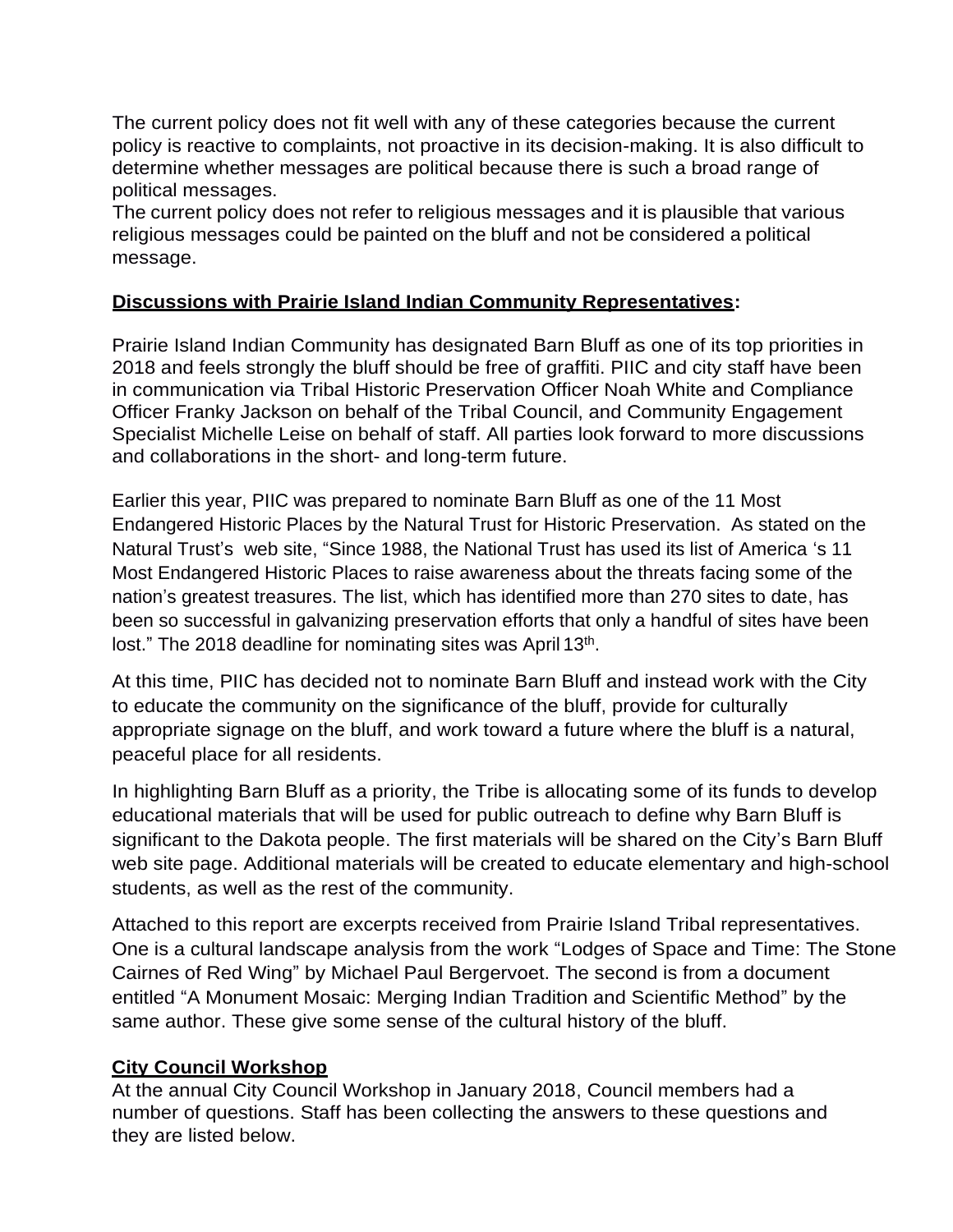The current policy does not fit well with any of these categories because the current policy is reactive to complaints, not proactive in its decision-making. It is also difficult to determine whether messages are political because there is such a broad range of political messages.
The current policy does not refer to religious messages and it is plausible that various religious messages could be painted on the bluff and not be considered a political message.

**Discussions with Prairie Island Indian Community Representatives:**

Prairie Island Indian Community has designated Barn Bluff as one of its top priorities in 2018 and feels strongly the bluff should be free of graffiti. PIIC and city staff have been in communication via Tribal Historic Preservation Officer Noah White and Compliance Officer Franky Jackson on behalf of the Tribal Council, and Community Engagement Specialist Michelle Leise on behalf of staff. All parties look forward to more discussions and collaborations in the short- and long-term future.

Earlier this year, PIIC was prepared to nominate Barn Bluff as one of the 11 Most Endangered Historic Places by the Natural Trust for Historic Preservation. As stated on the Natural Trust's web site, "Since 1988, the National Trust has used its list of America 's 11 Most Endangered Historic Places to raise awareness about the threats facing some of the nation's greatest treasures. The list, which has identified more than 270 sites to date, has been so successful in galvanizing preservation efforts that only a handful of sites have been lost." The 2018 deadline for nominating sites was April 13th.

At this time, PIIC has decided not to nominate Barn Bluff and instead work with the City to educate the community on the significance of the bluff, provide for culturally appropriate signage on the bluff, and work toward a future where the bluff is a natural, peaceful place for all residents.

In highlighting Barn Bluff as a priority, the Tribe is allocating some of its funds to develop educational materials that will be used for public outreach to define why Barn Bluff is significant to the Dakota people. The first materials will be shared on the City's Barn Bluff web site page. Additional materials will be created to educate elementary and high-school students, as well as the rest of the community.

Attached to this report are excerpts received from Prairie Island Tribal representatives. One is a cultural landscape analysis from the work "Lodges of Space and Time: The Stone Cairnes of Red Wing" by Michael Paul Bergervoet. The second is from a document entitled "A Monument Mosaic: Merging Indian Tradition and Scientific Method" by the same author. These give some sense of the cultural history of the bluff.

**City Council Workshop**

At the annual City Council Workshop in January 2018, Council members had a number of questions. Staff has been collecting the answers to these questions and they are listed below.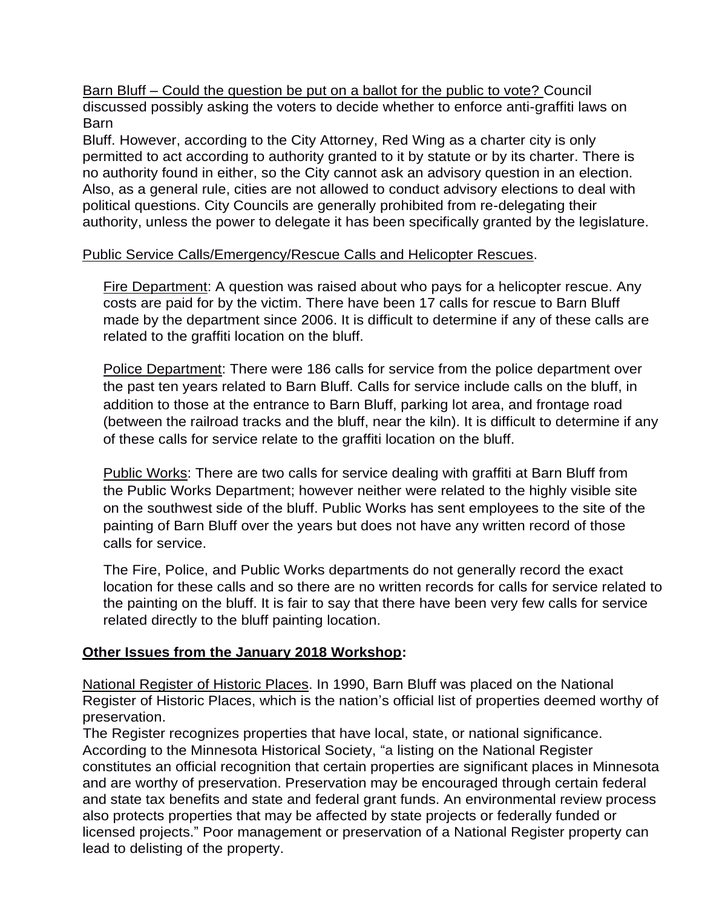<u>Barn Bluff – Could the question be put on a ballot for the public to vote?</u> Council discussed possibly asking the voters to decide whether to enforce anti-graffiti laws on Barn Bluff. However, according to the City Attorney, Red Wing as a charter city is only permitted to act according to authority granted to it by statute or by its charter. There is no authority found in either, so the City cannot ask an advisory question in an election. Also, as a general rule, cities are not allowed to conduct advisory elections to deal with political questions. City Councils are generally prohibited from re-delegating their authority, unless the power to delegate it has been specifically granted by the legislature.

<u>Public Service Calls/Emergency/Rescue Calls and Helicopter Rescues</u>.

<u>Fire Department</u>: A question was raised about who pays for a helicopter rescue. Any costs are paid for by the victim. There have been 17 calls for rescue to Barn Bluff made by the department since 2006. It is difficult to determine if any of these calls are related to the graffiti location on the bluff.

<u>Police Department</u>: There were 186 calls for service from the police department over the past ten years related to Barn Bluff. Calls for service include calls on the bluff, in addition to those at the entrance to Barn Bluff, parking lot area, and frontage road (between the railroad tracks and the bluff, near the kiln). It is difficult to determine if any of these calls for service relate to the graffiti location on the bluff.

<u>Public Works</u>: There are two calls for service dealing with graffiti at Barn Bluff from the Public Works Department; however neither were related to the highly visible site on the southwest side of the bluff. Public Works has sent employees to the site of the painting of Barn Bluff over the years but does not have any written record of those calls for service.

The Fire, Police, and Public Works departments do not generally record the exact location for these calls and so there are no written records for calls for service related to the painting on the bluff. It is fair to say that there have been very few calls for service related directly to the bluff painting location.

**<u>Other Issues from the January 2018 Workshop</u>:**

<u>National Register of Historic Places</u>. In 1990, Barn Bluff was placed on the National Register of Historic Places, which is the nation's official list of properties deemed worthy of preservation.

The Register recognizes properties that have local, state, or national significance. According to the Minnesota Historical Society, "a listing on the National Register constitutes an official recognition that certain properties are significant places in Minnesota and are worthy of preservation. Preservation may be encouraged through certain federal and state tax benefits and state and federal grant funds. An environmental review process also protects properties that may be affected by state projects or federally funded or licensed projects." Poor management or preservation of a National Register property can lead to delisting of the property.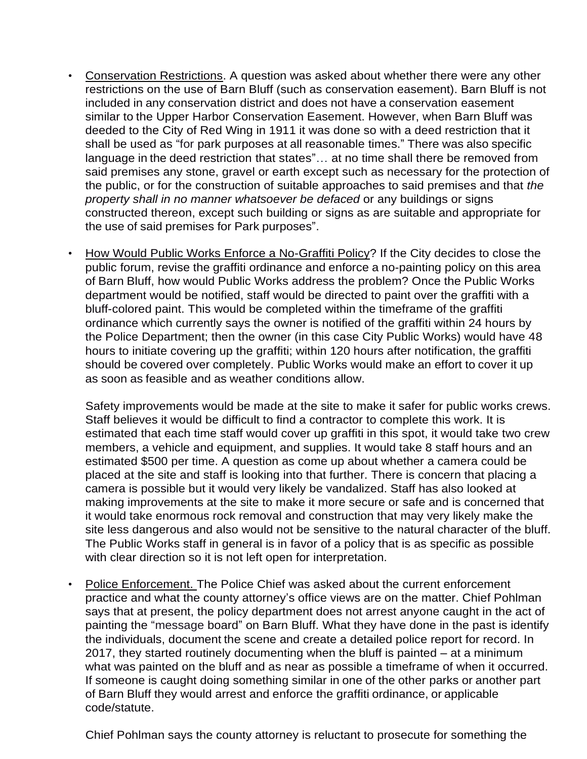- Conservation Restrictions. A question was asked about whether there were any other restrictions on the use of Barn Bluff (such as conservation easement). Barn Bluff is not included in any conservation district and does not have a conservation easement similar to the Upper Harbor Conservation Easement. However, when Barn Bluff was deeded to the City of Red Wing in 1911 it was done so with a deed restriction that it shall be used as "for park purposes at all reasonable times." There was also specific language in the deed restriction that states"… at no time shall there be removed from said premises any stone, gravel or earth except such as necessary for the protection of the public, or for the construction of suitable approaches to said premises and that *the property shall in no manner whatsoever be defaced* or any buildings or signs constructed thereon, except such building or signs as are suitable and appropriate for the use of said premises for Park purposes".

- How Would Public Works Enforce a No-Graffiti Policy? If the City decides to close the public forum, revise the graffiti ordinance and enforce a no-painting policy on this area of Barn Bluff, how would Public Works address the problem? Once the Public Works department would be notified, staff would be directed to paint over the graffiti with a bluff-colored paint. This would be completed within the timeframe of the graffiti ordinance which currently says the owner is notified of the graffiti within 24 hours by the Police Department; then the owner (in this case City Public Works) would have 48 hours to initiate covering up the graffiti; within 120 hours after notification, the graffiti should be covered over completely. Public Works would make an effort to cover it up as soon as feasible and as weather conditions allow.

  Safety improvements would be made at the site to make it safer for public works crews. Staff believes it would be difficult to find a contractor to complete this work. It is estimated that each time staff would cover up graffiti in this spot, it would take two crew members, a vehicle and equipment, and supplies. It would take 8 staff hours and an estimated $500 per time. A question as come up about whether a camera could be placed at the site and staff is looking into that further. There is concern that placing a camera is possible but it would very likely be vandalized. Staff has also looked at making improvements at the site to make it more secure or safe and is concerned that it would take enormous rock removal and construction that may very likely make the site less dangerous and also would not be sensitive to the natural character of the bluff. The Public Works staff in general is in favor of a policy that is as specific as possible with clear direction so it is not left open for interpretation.

- Police Enforcement. The Police Chief was asked about the current enforcement practice and what the county attorney's office views are on the matter. Chief Pohlman says that at present, the policy department does not arrest anyone caught in the act of painting the "message board" on Barn Bluff. What they have done in the past is identify the individuals, document the scene and create a detailed police report for record. In 2017, they started routinely documenting when the bluff is painted – at a minimum what was painted on the bluff and as near as possible a timeframe of when it occurred. If someone is caught doing something similar in one of the other parks or another part of Barn Bluff they would arrest and enforce the graffiti ordinance, or applicable code/statute.

  Chief Pohlman says the county attorney is reluctant to prosecute for something the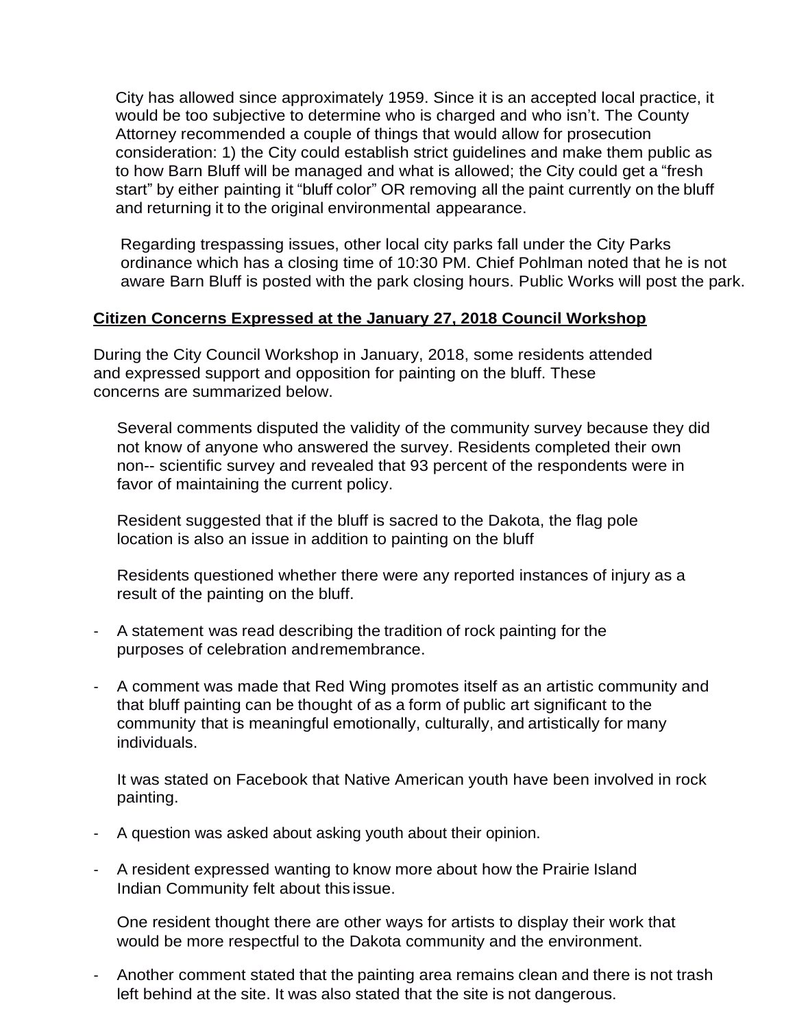City has allowed since approximately 1959. Since it is an accepted local practice, it would be too subjective to determine who is charged and who isn't. The County Attorney recommended a couple of things that would allow for prosecution consideration: 1) the City could establish strict guidelines and make them public as to how Barn Bluff will be managed and what is allowed; the City could get a "fresh start" by either painting it "bluff color" OR removing all the paint currently on the bluff and returning it to the original environmental appearance.

Regarding trespassing issues, other local city parks fall under the City Parks ordinance which has a closing time of 10:30 PM. Chief Pohlman noted that he is not aware Barn Bluff is posted with the park closing hours. Public Works will post the park.

**Citizen Concerns Expressed at the January 27, 2018 Council Workshop**

During the City Council Workshop in January, 2018, some residents attended and expressed support and opposition for painting on the bluff. These concerns are summarized below.

Several comments disputed the validity of the community survey because they did not know of anyone who answered the survey. Residents completed their own non-- scientific survey and revealed that 93 percent of the respondents were in favor of maintaining the current policy.

Resident suggested that if the bluff is sacred to the Dakota, the flag pole location is also an issue in addition to painting on the bluff

Residents questioned whether there were any reported instances of injury as a result of the painting on the bluff.

- A statement was read describing the tradition of rock painting for the purposes of celebration andremembrance.

- A comment was made that Red Wing promotes itself as an artistic community and that bluff painting can be thought of as a form of public art significant to the community that is meaningful emotionally, culturally, and artistically for many individuals.

It was stated on Facebook that Native American youth have been involved in rock painting.

- A question was asked about asking youth about their opinion.

- A resident expressed wanting to know more about how the Prairie Island Indian Community felt about this issue.

One resident thought there are other ways for artists to display their work that would be more respectful to the Dakota community and the environment.

- Another comment stated that the painting area remains clean and there is not trash left behind at the site. It was also stated that the site is not dangerous.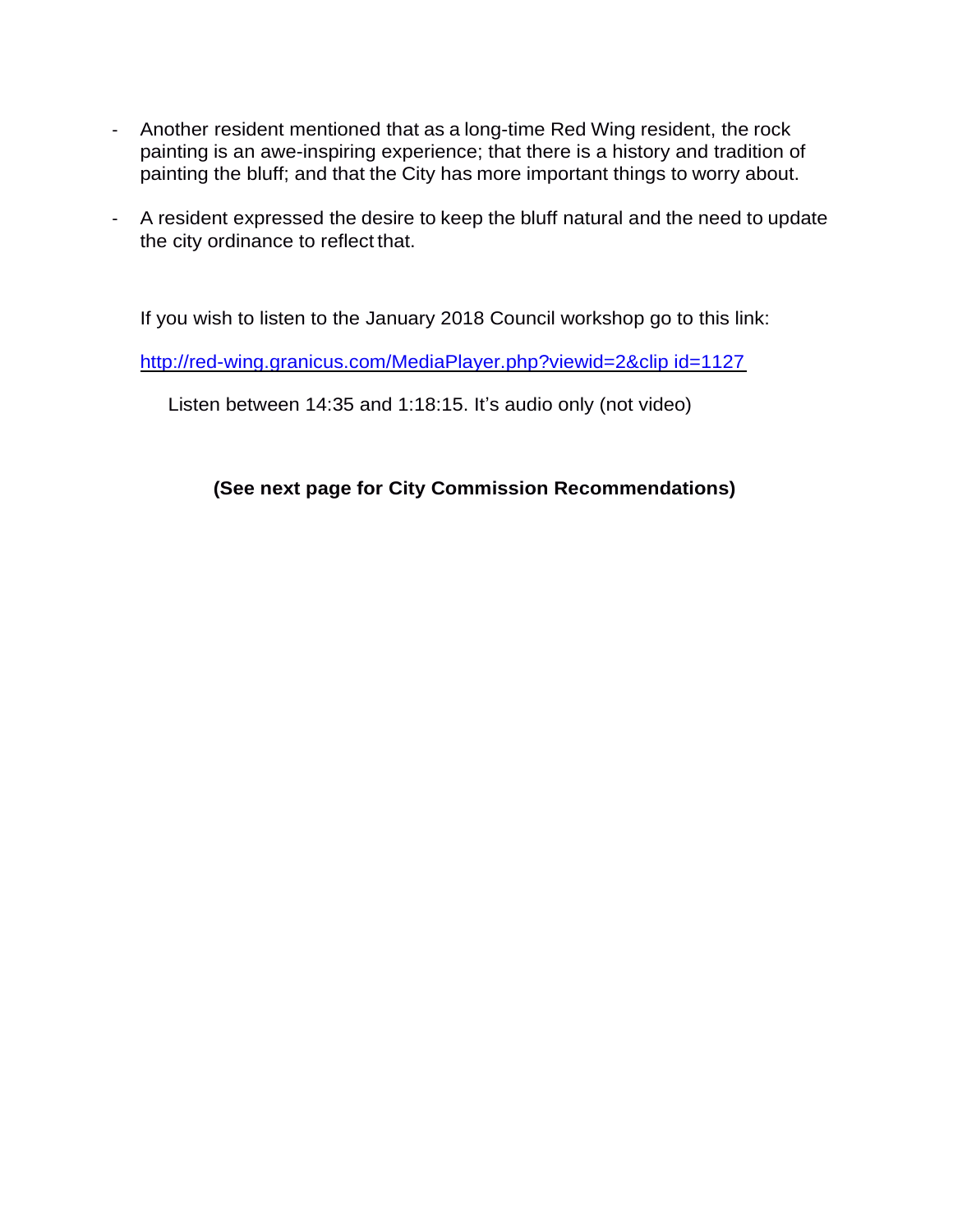- Another resident mentioned that as a long-time Red Wing resident, the rock painting is an awe-inspiring experience; that there is a history and tradition of painting the bluff; and that the City has more important things to worry about.
- A resident expressed the desire to keep the bluff natural and the need to update the city ordinance to reflect that.

If you wish to listen to the January 2018 Council workshop go to this link:

[http://red-wing.granicus.com/MediaPlayer.php?viewid=2&clip id=1127](http://red-wing.granicus.com/MediaPlayer.php?viewid=2&clip_id=1127)

Listen between 14:35 and 1:18:15. It's audio only (not video)

**(See next page for City Commission Recommendations)**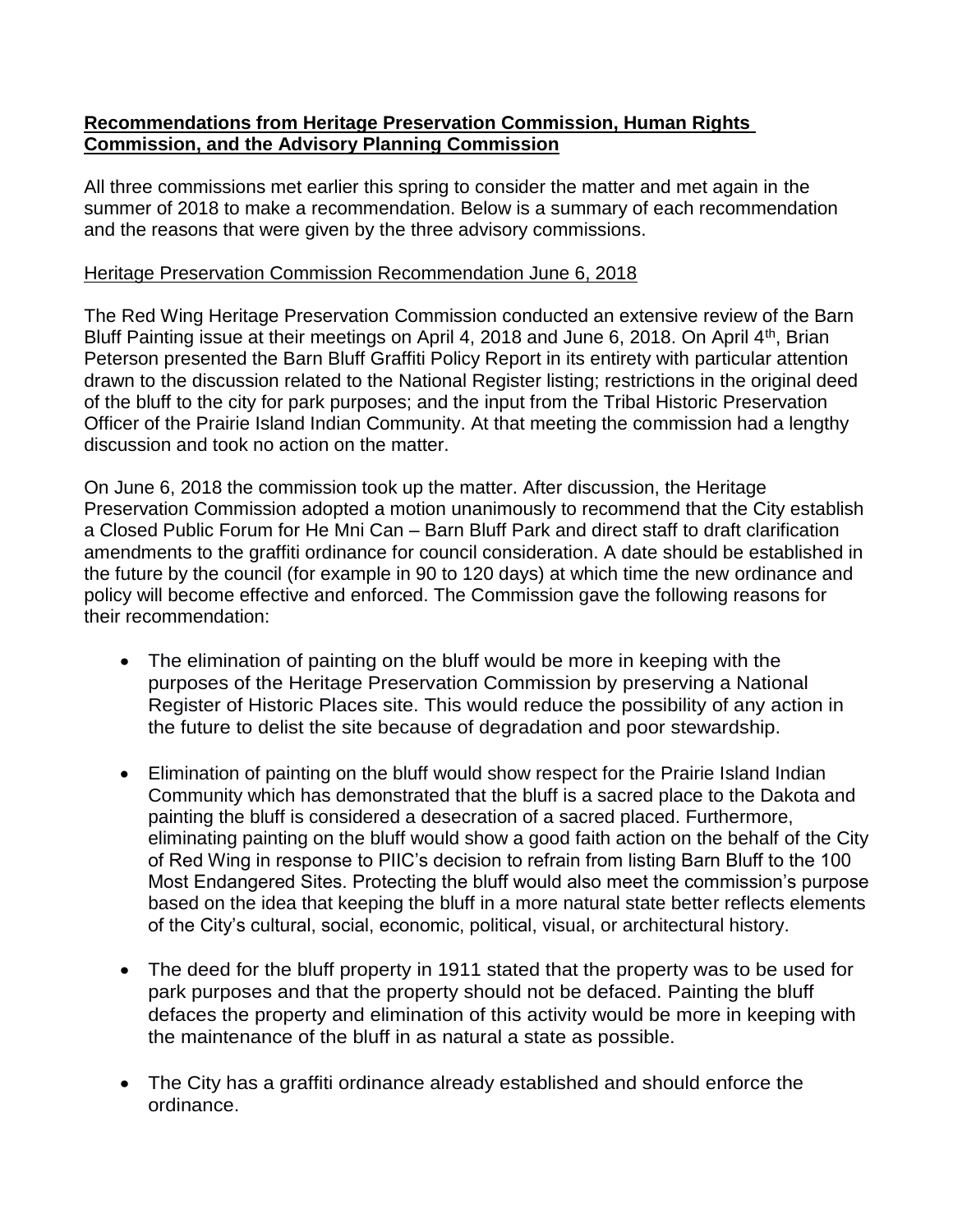**<u>Recommendations from Heritage Preservation Commission, Human Rights Commission, and the Advisory Planning Commission</u>**

All three commissions met earlier this spring to consider the matter and met again in the summer of 2018 to make a recommendation. Below is a summary of each recommendation and the reasons that were given by the three advisory commissions.

<u>Heritage Preservation Commission Recommendation June 6, 2018</u>

The Red Wing Heritage Preservation Commission conducted an extensive review of the Barn Bluff Painting issue at their meetings on April 4, 2018 and June 6, 2018. On April 4th, Brian Peterson presented the Barn Bluff Graffiti Policy Report in its entirety with particular attention drawn to the discussion related to the National Register listing; restrictions in the original deed of the bluff to the city for park purposes; and the input from the Tribal Historic Preservation Officer of the Prairie Island Indian Community. At that meeting the commission had a lengthy discussion and took no action on the matter.

On June 6, 2018 the commission took up the matter. After discussion, the Heritage Preservation Commission adopted a motion unanimously to recommend that the City establish a Closed Public Forum for He Mni Can – Barn Bluff Park and direct staff to draft clarification amendments to the graffiti ordinance for council consideration. A date should be established in the future by the council (for example in 90 to 120 days) at which time the new ordinance and policy will become effective and enforced. The Commission gave the following reasons for their recommendation:

- The elimination of painting on the bluff would be more in keeping with the purposes of the Heritage Preservation Commission by preserving a National Register of Historic Places site. This would reduce the possibility of any action in the future to delist the site because of degradation and poor stewardship.

- Elimination of painting on the bluff would show respect for the Prairie Island Indian Community which has demonstrated that the bluff is a sacred place to the Dakota and painting the bluff is considered a desecration of a sacred placed. Furthermore, eliminating painting on the bluff would show a good faith action on the behalf of the City of Red Wing in response to PIIC's decision to refrain from listing Barn Bluff to the 100 Most Endangered Sites. Protecting the bluff would also meet the commission's purpose based on the idea that keeping the bluff in a more natural state better reflects elements of the City's cultural, social, economic, political, visual, or architectural history.

- The deed for the bluff property in 1911 stated that the property was to be used for park purposes and that the property should not be defaced. Painting the bluff defaces the property and elimination of this activity would be more in keeping with the maintenance of the bluff in as natural a state as possible.

- The City has a graffiti ordinance already established and should enforce the ordinance.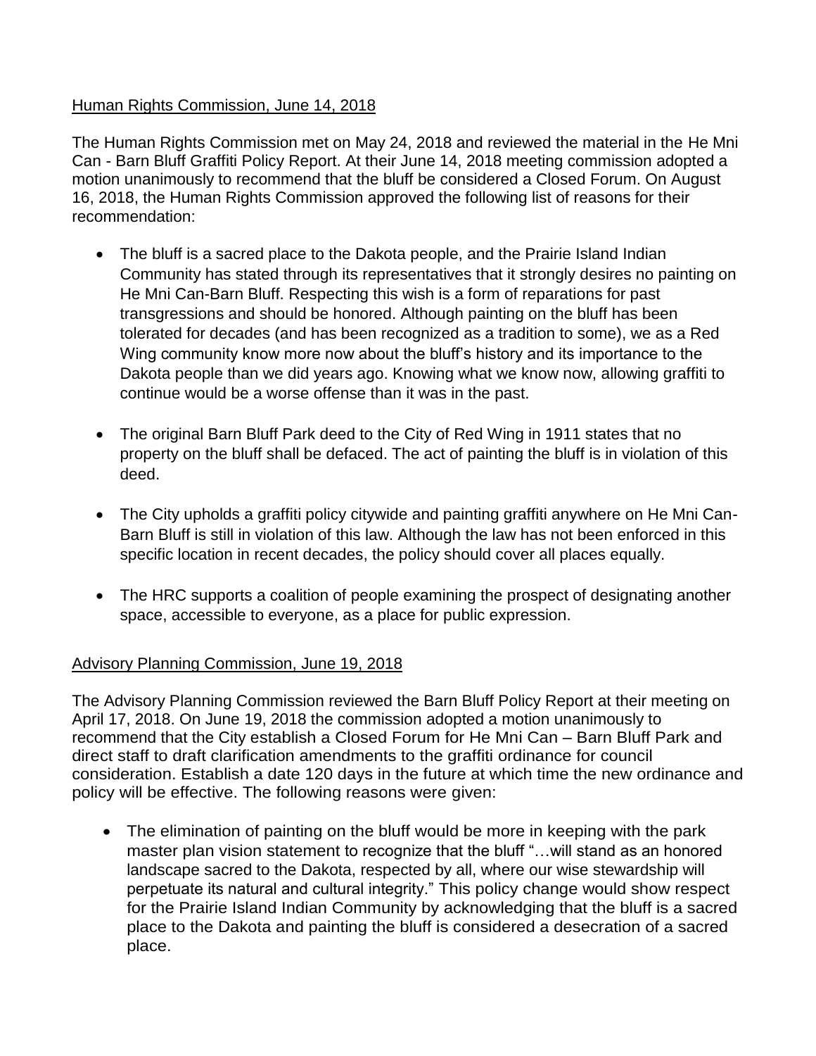Human Rights Commission, June 14, 2018

The Human Rights Commission met on May 24, 2018 and reviewed the material in the He Mni Can - Barn Bluff Graffiti Policy Report. At their June 14, 2018 meeting commission adopted a motion unanimously to recommend that the bluff be considered a Closed Forum. On August 16, 2018, the Human Rights Commission approved the following list of reasons for their recommendation:

- The bluff is a sacred place to the Dakota people, and the Prairie Island Indian Community has stated through its representatives that it strongly desires no painting on He Mni Can-Barn Bluff. Respecting this wish is a form of reparations for past transgressions and should be honored. Although painting on the bluff has been tolerated for decades (and has been recognized as a tradition to some), we as a Red Wing community know more now about the bluff's history and its importance to the Dakota people than we did years ago. Knowing what we know now, allowing graffiti to continue would be a worse offense than it was in the past.

- The original Barn Bluff Park deed to the City of Red Wing in 1911 states that no property on the bluff shall be defaced. The act of painting the bluff is in violation of this deed.

- The City upholds a graffiti policy citywide and painting graffiti anywhere on He Mni Can-Barn Bluff is still in violation of this law. Although the law has not been enforced in this specific location in recent decades, the policy should cover all places equally.

- The HRC supports a coalition of people examining the prospect of designating another space, accessible to everyone, as a place for public expression.

Advisory Planning Commission, June 19, 2018

The Advisory Planning Commission reviewed the Barn Bluff Policy Report at their meeting on April 17, 2018. On June 19, 2018 the commission adopted a motion unanimously to recommend that the City establish a Closed Forum for He Mni Can – Barn Bluff Park and direct staff to draft clarification amendments to the graffiti ordinance for council consideration. Establish a date 120 days in the future at which time the new ordinance and policy will be effective. The following reasons were given:

- The elimination of painting on the bluff would be more in keeping with the park master plan vision statement to recognize that the bluff "…will stand as an honored landscape sacred to the Dakota, respected by all, where our wise stewardship will perpetuate its natural and cultural integrity." This policy change would show respect for the Prairie Island Indian Community by acknowledging that the bluff is a sacred place to the Dakota and painting the bluff is considered a desecration of a sacred place.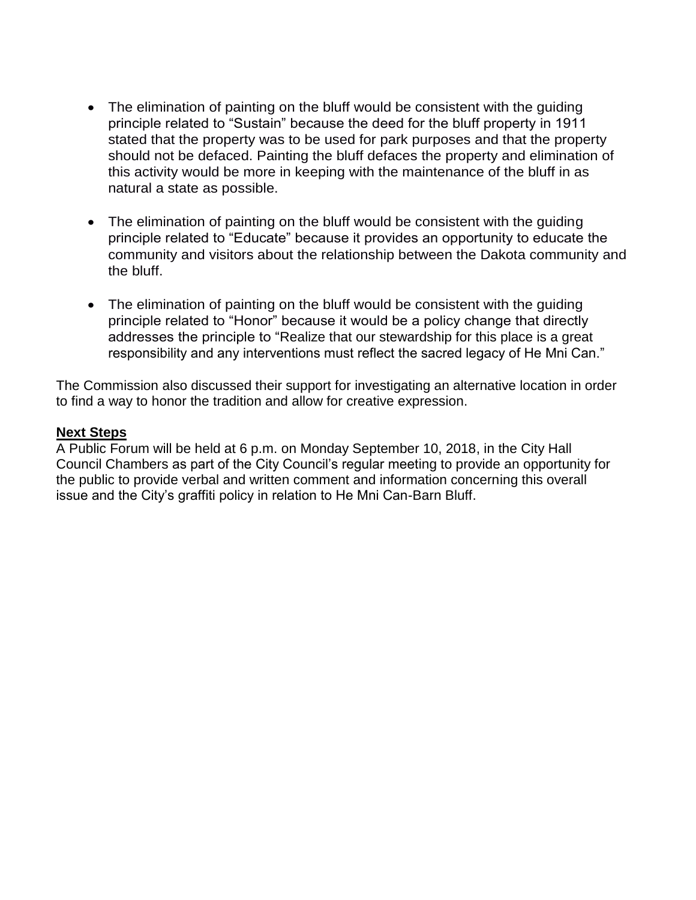- The elimination of painting on the bluff would be consistent with the guiding principle related to "Sustain" because the deed for the bluff property in 1911 stated that the property was to be used for park purposes and that the property should not be defaced. Painting the bluff defaces the property and elimination of this activity would be more in keeping with the maintenance of the bluff in as natural a state as possible.

- The elimination of painting on the bluff would be consistent with the guiding principle related to "Educate" because it provides an opportunity to educate the community and visitors about the relationship between the Dakota community and the bluff.

- The elimination of painting on the bluff would be consistent with the guiding principle related to "Honor" because it would be a policy change that directly addresses the principle to "Realize that our stewardship for this place is a great responsibility and any interventions must reflect the sacred legacy of He Mni Can."

The Commission also discussed their support for investigating an alternative location in order to find a way to honor the tradition and allow for creative expression.

**Next Steps**

A Public Forum will be held at 6 p.m. on Monday September 10, 2018, in the City Hall Council Chambers as part of the City Council's regular meeting to provide an opportunity for the public to provide verbal and written comment and information concerning this overall issue and the City's graffiti policy in relation to He Mni Can-Barn Bluff.